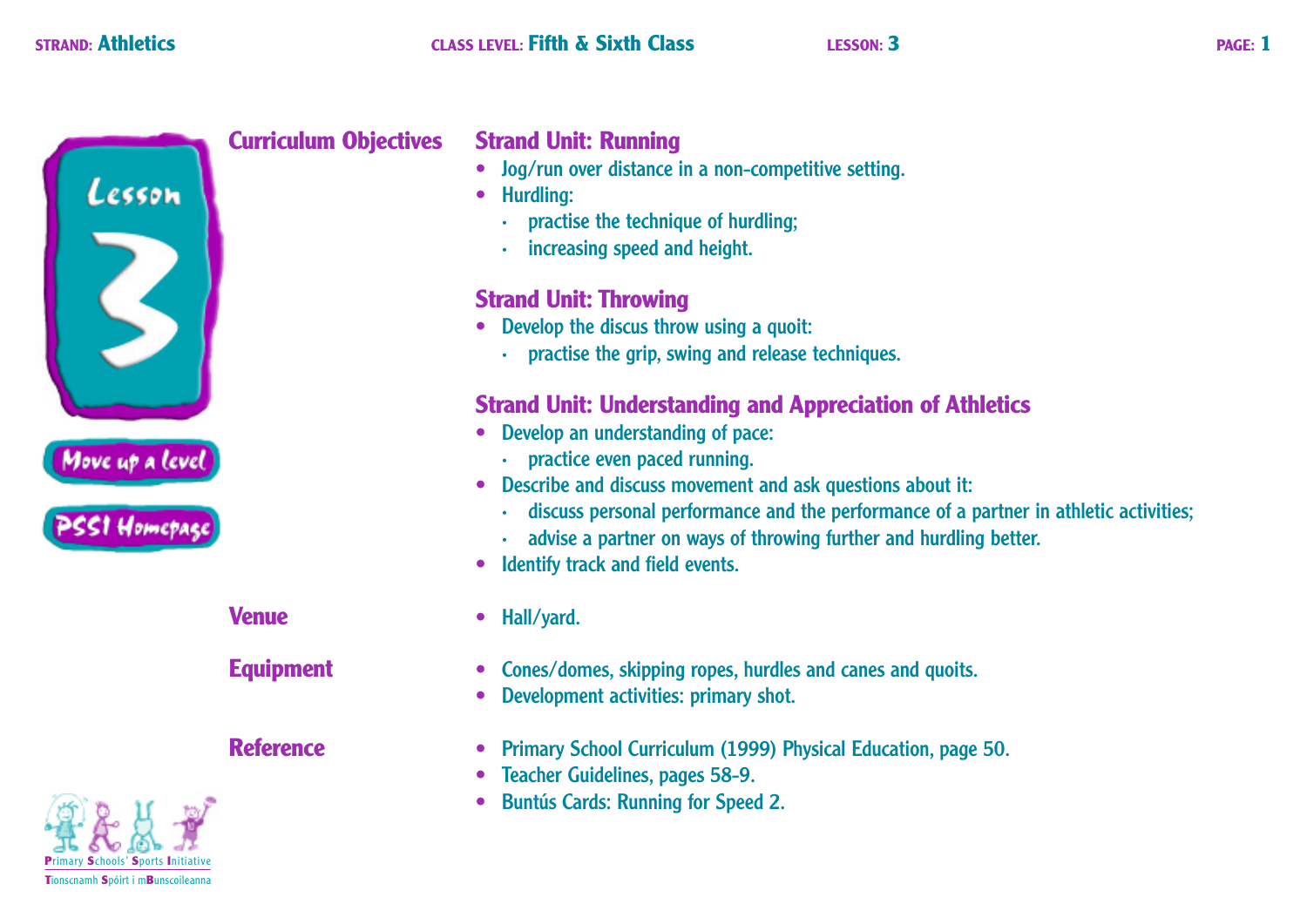**STRAND:** Athletics **CLASS LEVEL:** Fifth & Sixth Class **LESSON:** 3

Lesson 3

Move up a level

PSSI Homepage

## Curriculum Objectives

### Strand Unit: Running

- Jog/run over distance in a non-competitive setting.
- Hurdling:
  - practise the technique of hurdling;
  - increasing speed and height.

### Strand Unit: Throwing

- Develop the discus throw using a quoit:
  - practise the grip, swing and release techniques.

### Strand Unit: Understanding and Appreciation of Athletics

- Develop an understanding of pace:
  - practice even paced running.
- Describe and discuss movement and ask questions about it:
  - discuss personal performance and the performance of a partner in athletic activities;
  - advise a partner on ways of throwing further and hurdling better.
- Identify track and field events.

## Venue

- Hall/yard.

## Equipment

- Cones/domes, skipping ropes, hurdles and canes and quoits.
- Development activities: primary shot.

## Reference

- Primary School Curriculum (1999) Physical Education, page 50.
- Teacher Guidelines, pages 58-9.
- Buntús Cards: Running for Speed 2.

Primary Schools' Sports Initiative
Tionscnamh Spóirt i mBunscoileanna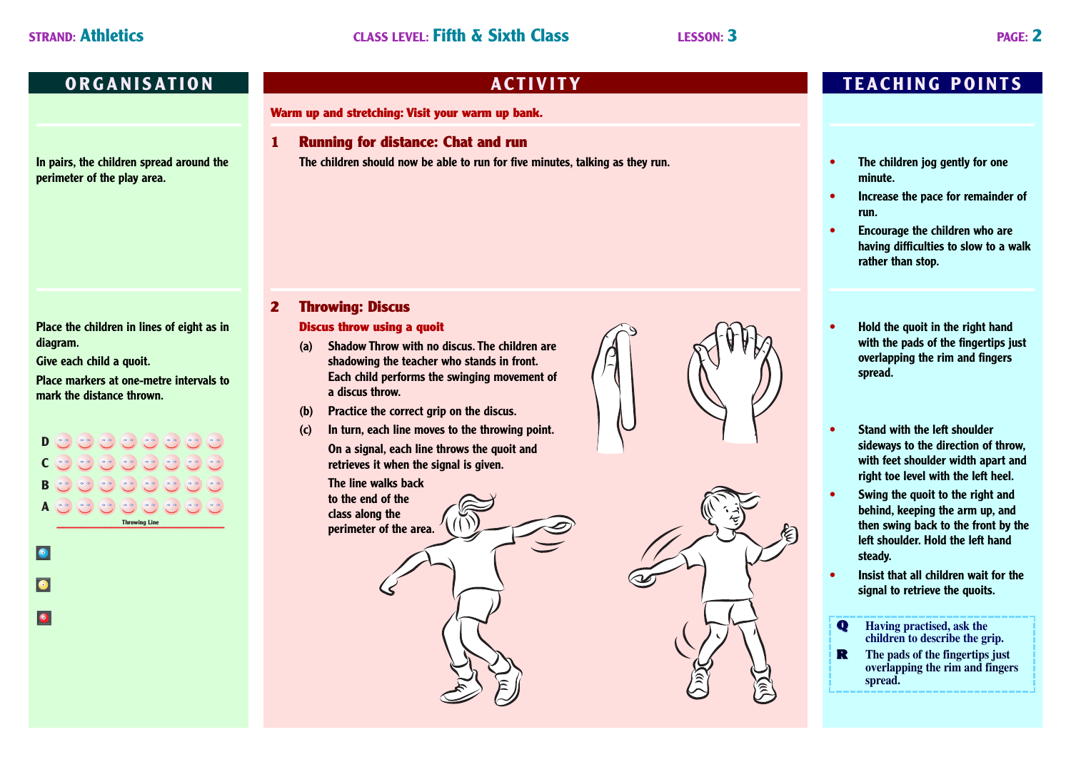**STRAND: Athletics** | **CLASS LEVEL: Fifth & Sixth Class** | **LESSON: 3**

## ORGANISATION

In pairs, the children spread around the perimeter of the play area.

Place the children in lines of eight as in diagram.

Give each child a quoit.

Place markers at one-metre intervals to mark the distance thrown.

D
C
B
A

Throwing Line

## ACTIVITY

**Warm up and stretching: Visit your warm up bank.**

### 1 Running for distance: Chat and run

The children should now be able to run for five minutes, talking as they run.

### 2 Throwing: Discus

**Discus throw using a quoit**

(a) Shadow Throw with no discus. The children are shadowing the teacher who stands in front. Each child performs the swinging movement of a discus throw.

(b) Practice the correct grip on the discus.

(c) In turn, each line moves to the throwing point.

On a signal, each line throws the quoit and retrieves it when the signal is given.

The line walks back to the end of the class along the perimeter of the area.

## TEACHING POINTS

- The children jog gently for one minute.
- Increase the pace for remainder of run.
- Encourage the children who are having difficulties to slow to a walk rather than stop.

- Hold the quoit in the right hand with the pads of the fingertips just overlapping the rim and fingers spread.

- Stand with the left shoulder sideways to the direction of throw, with feet shoulder width apart and right toe level with the left heel.
- Swing the quoit to the right and behind, keeping the arm up, and then swing back to the front by the left shoulder. Hold the left hand steady.
- Insist that all children wait for the signal to retrieve the quoits.

**Q** Having practised, ask the children to describe the grip.

**R** The pads of the fingertips just overlapping the rim and fingers spread.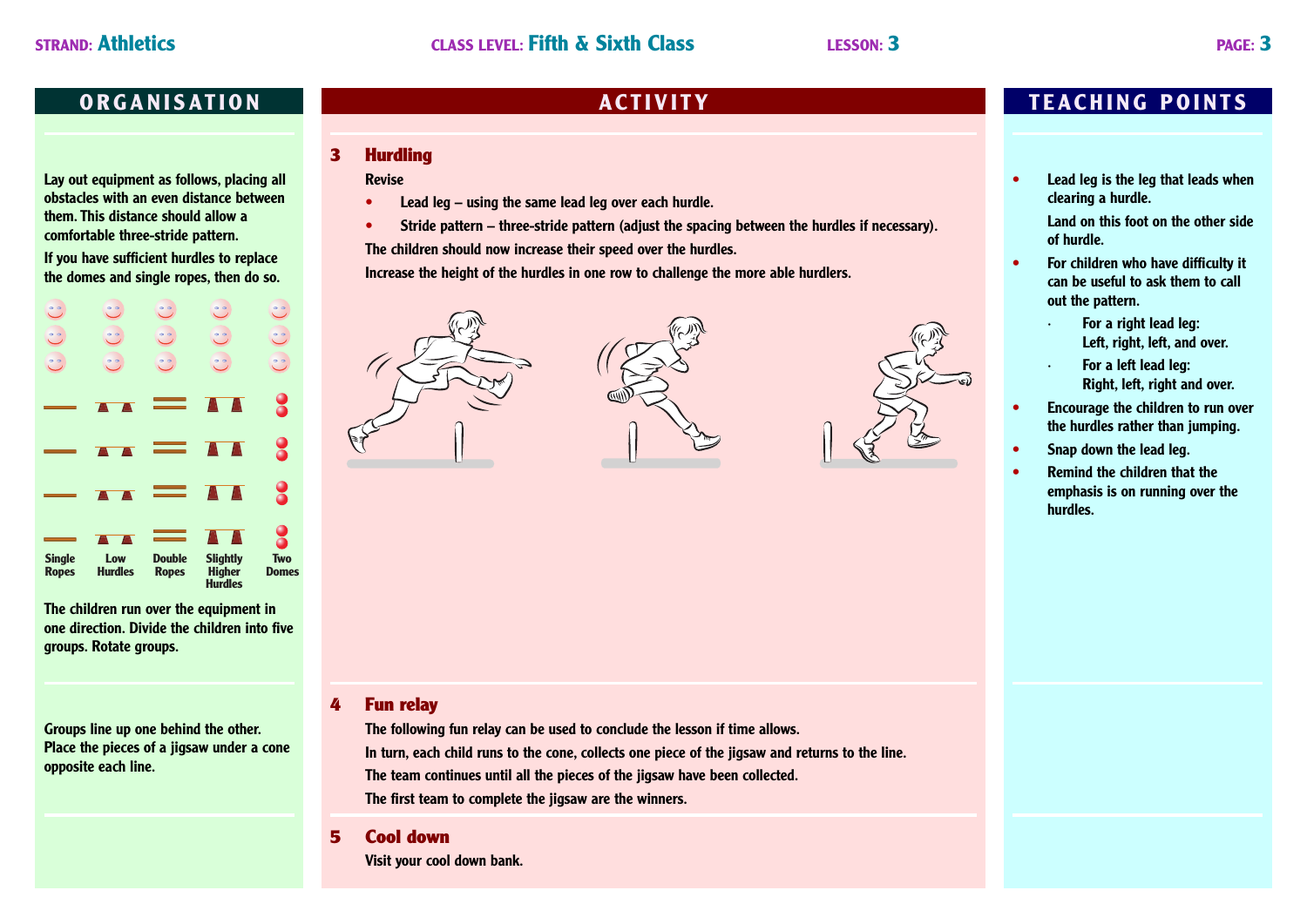**STRAND:** Athletics  **CLASS LEVEL:** Fifth & Sixth Class  **LESSON:** 3

## ORGANISATION

Lay out equipment as follows, placing all obstacles with an even distance between them. This distance should allow a comfortable three-stride pattern.

If you have sufficient hurdles to replace the domes and single ropes, then do so.

| Single Ropes | Low Hurdles | Double Ropes | Slightly Higher Hurdles | Two Domes |
|---|---|---|---|---|

The children run over the equipment in one direction. Divide the children into five groups. Rotate groups.

Groups line up one behind the other. Place the pieces of a jigsaw under a cone opposite each line.

## ACTIVITY

### 3 Hurdling

Revise

- Lead leg – using the same lead leg over each hurdle.
- Stride pattern – three-stride pattern (adjust the spacing between the hurdles if necessary).

The children should now increase their speed over the hurdles.

Increase the height of the hurdles in one row to challenge the more able hurdlers.

### 4 Fun relay

The following fun relay can be used to conclude the lesson if time allows.

In turn, each child runs to the cone, collects one piece of the jigsaw and returns to the line.

The team continues until all the pieces of the jigsaw have been collected.

The first team to complete the jigsaw are the winners.

### 5 Cool down

Visit your cool down bank.

## TEACHING POINTS

- Lead leg is the leg that leads when clearing a hurdle.

  Land on this foot on the other side of hurdle.
- For children who have difficulty it can be useful to ask them to call out the pattern.
  - For a right lead leg: Left, right, left, and over.
  - For a left lead leg: Right, left, right and over.
- Encourage the children to run over the hurdles rather than jumping.
- Snap down the lead leg.
- Remind the children that the emphasis is on running over the hurdles.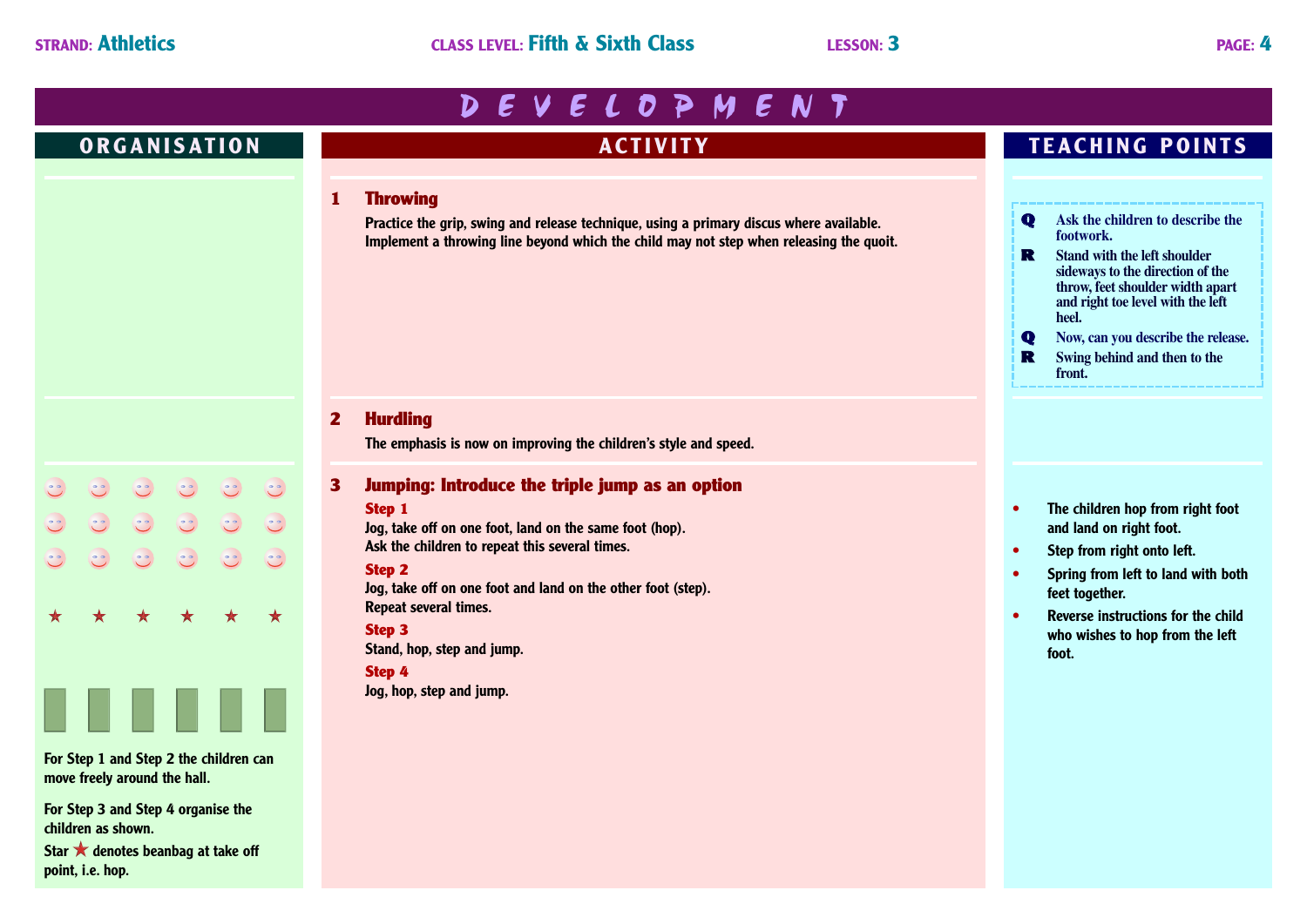STRAND: Athletics — CLASS LEVEL: Fifth & Sixth Class — LESSON: 3

# DEVELOPMENT

## ACTIVITY

### 1 Throwing

Practice the grip, swing and release technique, using a primary discus where available. Implement a throwing line beyond which the child may not step when releasing the quoit.

**Teaching Points**

- **Q** Ask the children to describe the footwork.
- **R** Stand with the left shoulder sideways to the direction of the throw, feet shoulder width apart and right toe level with the left heel.
- **Q** Now, can you describe the release.
- **R** Swing behind and then to the front.

### 2 Hurdling

The emphasis is now on improving the children's style and speed.

### 3 Jumping: Introduce the triple jump as an option

**Step 1**
Jog, take off on one foot, land on the same foot (hop).
Ask the children to repeat this several times.

**Step 2**
Jog, take off on one foot and land on the other foot (step).
Repeat several times.

**Step 3**
Stand, hop, step and jump.

**Step 4**
Jog, hop, step and jump.

**Organisation**

For Step 1 and Step 2 the children can move freely around the hall.

For Step 3 and Step 4 organise the children as shown.

Star ★ denotes beanbag at take off point, i.e. hop.

**Teaching Points**

- The children hop from right foot and land on right foot.
- Step from right onto left.
- Spring from left to land with both feet together.
- Reverse instructions for the child who wishes to hop from the left foot.